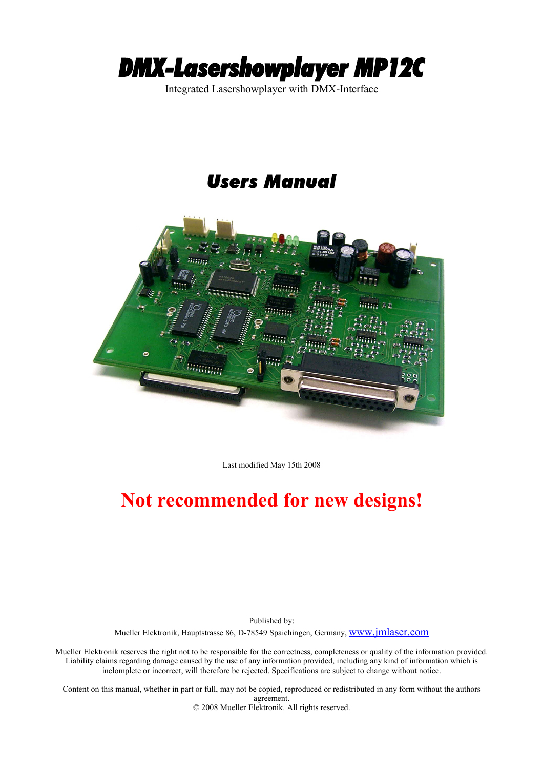# DMX-Lasershowplayer MP12C

Integrated Lasershowplayer with DMX-Interface

## Users Manual

Last modified May 15th 2008

## Not recommended for new designs!

Published by:
Mueller Elektronik, Hauptstrasse 86, D-78549 Spaichingen, Germany, www.jmlaser.com

Mueller Elektronik reserves the right not to be responsible for the correctness, completeness or quality of the information provided. Liability claims regarding damage caused by the use of any information provided, including any kind of information which is inclomplete or incorrect, will therefore be rejected. Specifications are subject to change without notice.

Content on this manual, whether in part or full, may not be copied, reproduced or redistributed in any form without the authors agreement.
© 2008 Mueller Elektronik. All rights reserved.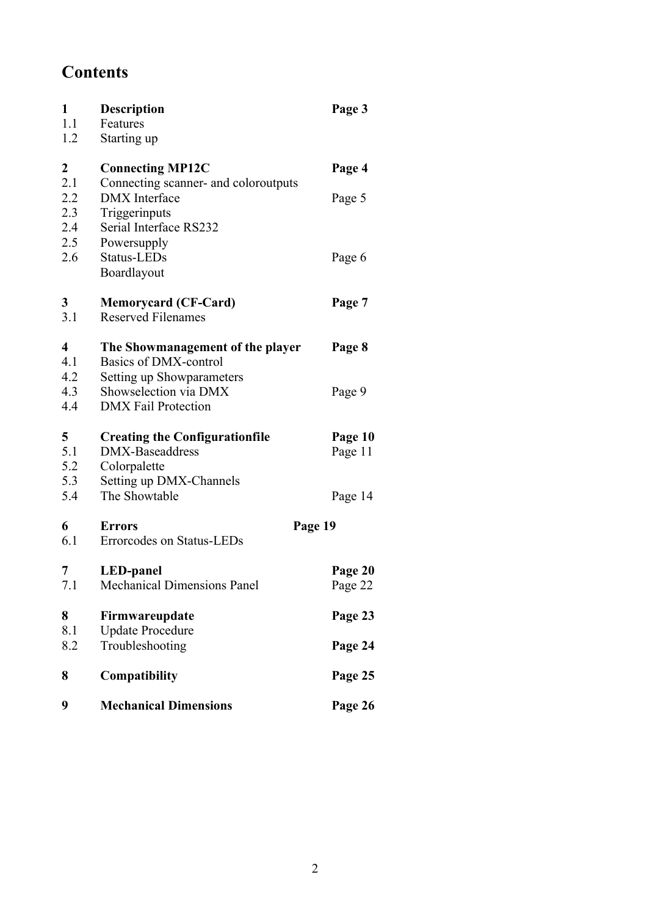# Contents

| | | |
|---|---|---|
| **1** | **Description** | **Page 3** |
| 1.1 | Features | |
| 1.2 | Starting up | |
| **2** | **Connecting MP12C** | **Page 4** |
| 2.1 | Connecting scanner- and coloroutputs | |
| 2.2 | DMX Interface | Page 5 |
| 2.3 | Triggerinputs | |
| 2.4 | Serial Interface RS232 | |
| 2.5 | Powersupply | |
| 2.6 | Status-LEDs | Page 6 |
| | Boardlayout | |
| **3** | **Memorycard (CF-Card)** | **Page 7** |
| 3.1 | Reserved Filenames | |
| **4** | **The Showmanagement of the player** | **Page 8** |
| 4.1 | Basics of DMX-control | |
| 4.2 | Setting up Showparameters | |
| 4.3 | Showselection via DMX | Page 9 |
| 4.4 | DMX Fail Protection | |
| **5** | **Creating the Configurationfile** | **Page 10** |
| 5.1 | DMX-Baseaddress | Page 11 |
| 5.2 | Colorpalette | |
| 5.3 | Setting up DMX-Channels | |
| 5.4 | The Showtable | Page 14 |
| **6** | **Errors** | **Page 19** |
| 6.1 | Errorcodes on Status-LEDs | |
| **7** | **LED-panel** | **Page 20** |
| 7.1 | Mechanical Dimensions Panel | Page 22 |
| **8** | **Firmwareupdate** | **Page 23** |
| 8.1 | Update Procedure | |
| 8.2 | Troubleshooting | **Page 24** |
| **8** | **Compatibility** | **Page 25** |
| **9** | **Mechanical Dimensions** | **Page 26** |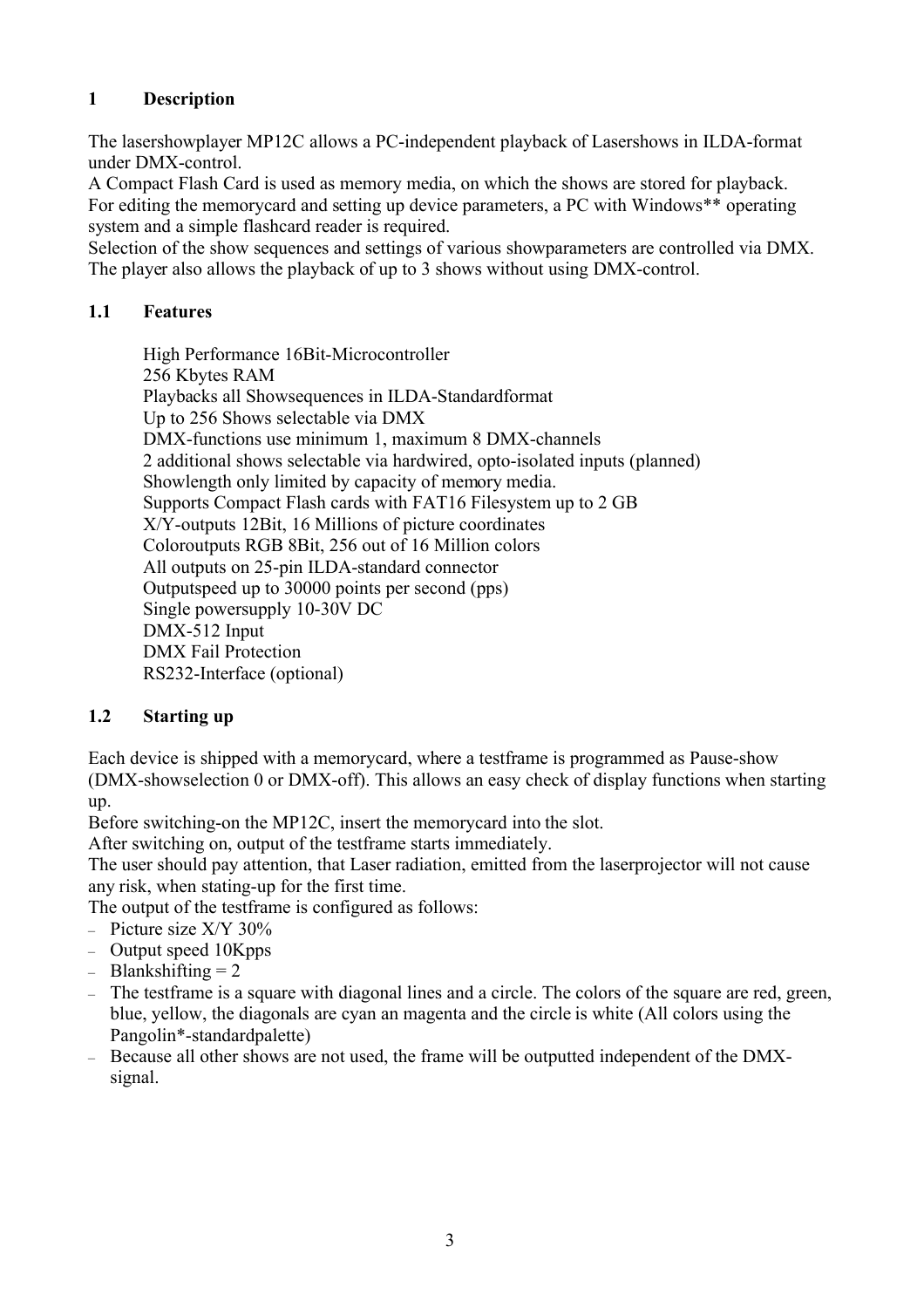# 1 Description

The lasershowplayer MP12C allows a PC-independent playback of Lasershows in ILDA-format under DMX-control.
A Compact Flash Card is used as memory media, on which the shows are stored for playback.
For editing the memorycard and setting up device parameters, a PC with Windows** operating system and a simple flashcard reader is required.
Selection of the show sequences and settings of various showparameters are controlled via DMX.
The player also allows the playback of up to 3 shows without using DMX-control.

## 1.1 Features

High Performance 16Bit-Microcontroller
256 Kbytes RAM
Playbacks all Showsequences in ILDA-Standardformat
Up to 256 Shows selectable via DMX
DMX-functions use minimum 1, maximum 8 DMX-channels
2 additional shows selectable via hardwired, opto-isolated inputs (planned)
Showlength only limited by capacity of memory media.
Supports Compact Flash cards with FAT16 Filesystem up to 2 GB
X/Y-outputs 12Bit, 16 Millions of picture coordinates
Coloroutputs RGB 8Bit, 256 out of 16 Million colors
All outputs on 25-pin ILDA-standard connector
Outputspeed up to 30000 points per second (pps)
Single powersupply 10-30V DC
DMX-512 Input
DMX Fail Protection
RS232-Interface (optional)

## 1.2 Starting up

Each device is shipped with a memorycard, where a testframe is programmed as Pause-show (DMX-showselection 0 or DMX-off). This allows an easy check of display functions when starting up.
Before switching-on the MP12C, insert the memorycard into the slot.
After switching on, output of the testframe starts immediately.
The user should pay attention, that Laser radiation, emitted from the laserprojector will not cause any risk, when stating-up for the first time.
The output of the testframe is configured as follows:

- Picture size X/Y 30%
- Output speed 10Kpps
- Blankshifting = 2
- The testframe is a square with diagonal lines and a circle. The colors of the square are red, green, blue, yellow, the diagonals are cyan an magenta and the circle is white (All colors using the Pangolin*-standardpalette)
- Because all other shows are not used, the frame will be outputted independent of the DMX-signal.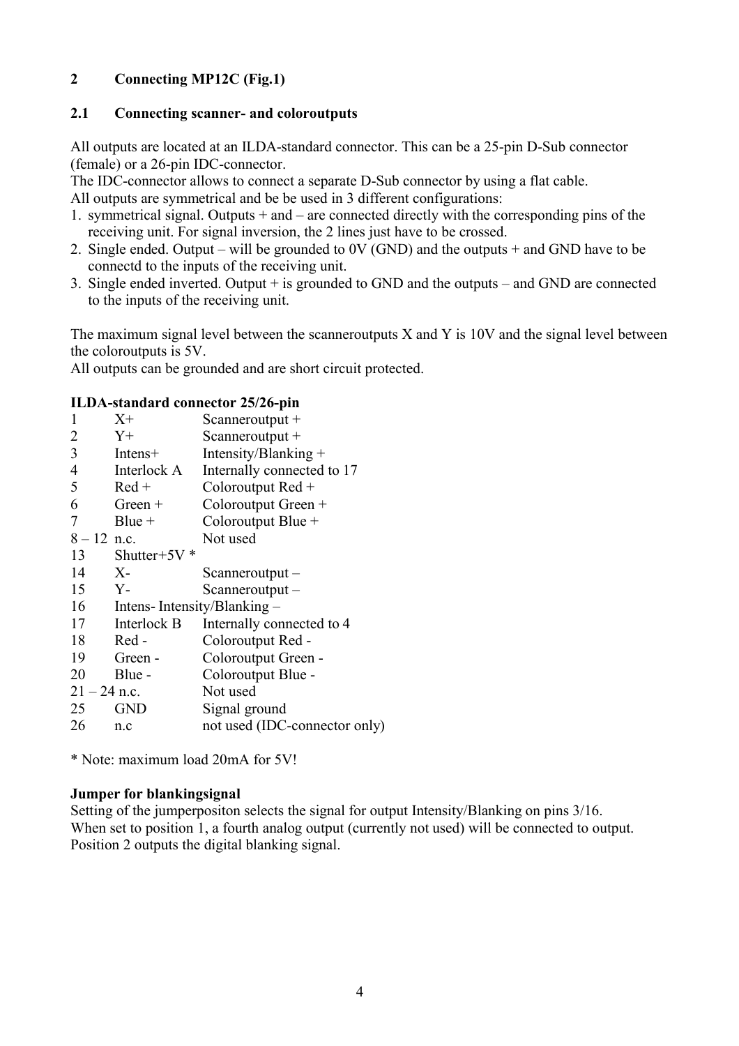## 2 Connecting MP12C (Fig.1)

### 2.1 Connecting scanner- and coloroutputs

All outputs are located at an ILDA-standard connector. This can be a 25-pin D-Sub connector (female) or a 26-pin IDC-connector.
The IDC-connector allows to connect a separate D-Sub connector by using a flat cable.
All outputs are symmetrical and be be used in 3 different configurations:

1. symmetrical signal. Outputs + and – are connected directly with the corresponding pins of the receiving unit. For signal inversion, the 2 lines just have to be crossed.
2. Single ended. Output – will be grounded to 0V (GND) and the outputs + and GND have to be connectd to the inputs of the receiving unit.
3. Single ended inverted. Output + is grounded to GND and the outputs – and GND are connected to the inputs of the receiving unit.

The maximum signal level between the scanneroutputs X and Y is 10V and the signal level between the coloroutputs is 5V.
All outputs can be grounded and are short circuit protected.

**ILDA-standard connector 25/26-pin**

| | | |
|---|---|---|
| 1 | X+ | Scanneroutput + |
| 2 | Y+ | Scanneroutput + |
| 3 | Intens+ | Intensity/Blanking + |
| 4 | Interlock A | Internally connected to 17 |
| 5 | Red + | Coloroutput Red + |
| 6 | Green + | Coloroutput Green + |
| 7 | Blue + | Coloroutput Blue + |
| 8 – 12 | n.c. | Not used |
| 13 | Shutter+5V * | |
| 14 | X- | Scanneroutput – |
| 15 | Y- | Scanneroutput – |
| 16 | Intens- | Intensity/Blanking – |
| 17 | Interlock B | Internally connected to 4 |
| 18 | Red - | Coloroutput Red - |
| 19 | Green - | Coloroutput Green - |
| 20 | Blue - | Coloroutput Blue - |
| 21 – 24 | n.c. | Not used |
| 25 | GND | Signal ground |
| 26 | n.c | not used (IDC-connector only) |

* Note: maximum load 20mA for 5V!

**Jumper for blankingsignal**
Setting of the jumperpositon selects the signal for output Intensity/Blanking on pins 3/16.
When set to position 1, a fourth analog output (currently not used) will be connected to output.
Position 2 outputs the digital blanking signal.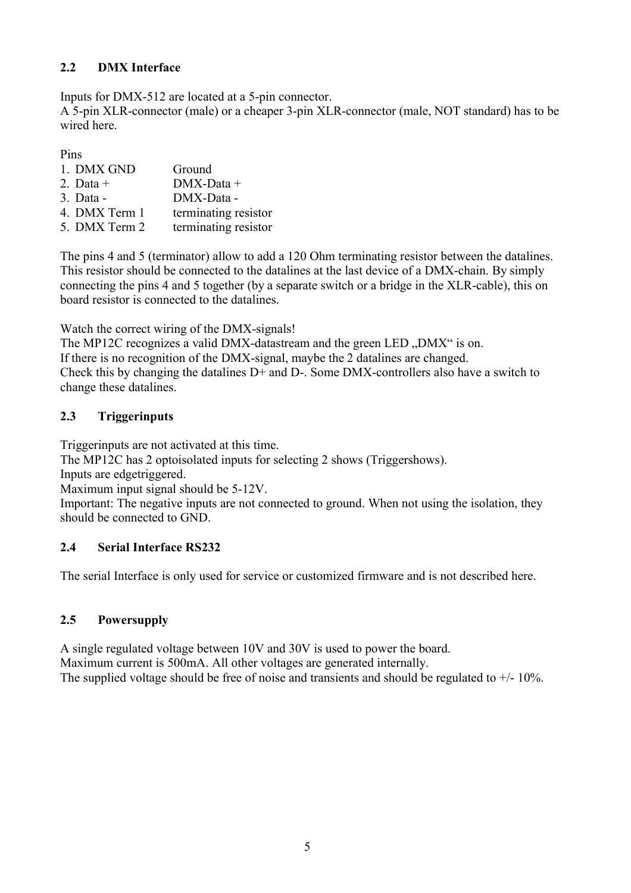## 2.2 DMX Interface

Inputs for DMX-512 are located at a 5-pin connector.
A 5-pin XLR-connector (male) or a cheaper 3-pin XLR-connector (male, NOT standard) has to be wired here.

Pins

1. DMX GND Ground
2. Data + DMX-Data +
3. Data - DMX-Data -
4. DMX Term 1 terminating resistor
5. DMX Term 2 terminating resistor

The pins 4 and 5 (terminator) allow to add a 120 Ohm terminating resistor between the datalines. This resistor should be connected to the datalines at the last device of a DMX-chain. By simply connecting the pins 4 and 5 together (by a separate switch or a bridge in the XLR-cable), this on board resistor is connected to the datalines.

Watch the correct wiring of the DMX-signals!
The MP12C recognizes a valid DMX-datastream and the green LED „DMX" is on.
If there is no recognition of the DMX-signal, maybe the 2 datalines are changed.
Check this by changing the datalines D+ and D-. Some DMX-controllers also have a switch to change these datalines.

## 2.3 Triggerinputs

Triggerinputs are not activated at this time.
The MP12C has 2 optoisolated inputs for selecting 2 shows (Triggershows).
Inputs are edgetriggered.
Maximum input signal should be 5-12V.
Important: The negative inputs are not connected to ground. When not using the isolation, they should be connected to GND.

## 2.4 Serial Interface RS232

The serial Interface is only used for service or customized firmware and is not described here.

## 2.5 Powersupply

A single regulated voltage between 10V and 30V is used to power the board.
Maximum current is 500mA. All other voltages are generated internally.
The supplied voltage should be free of noise and transients and should be regulated to +/- 10%.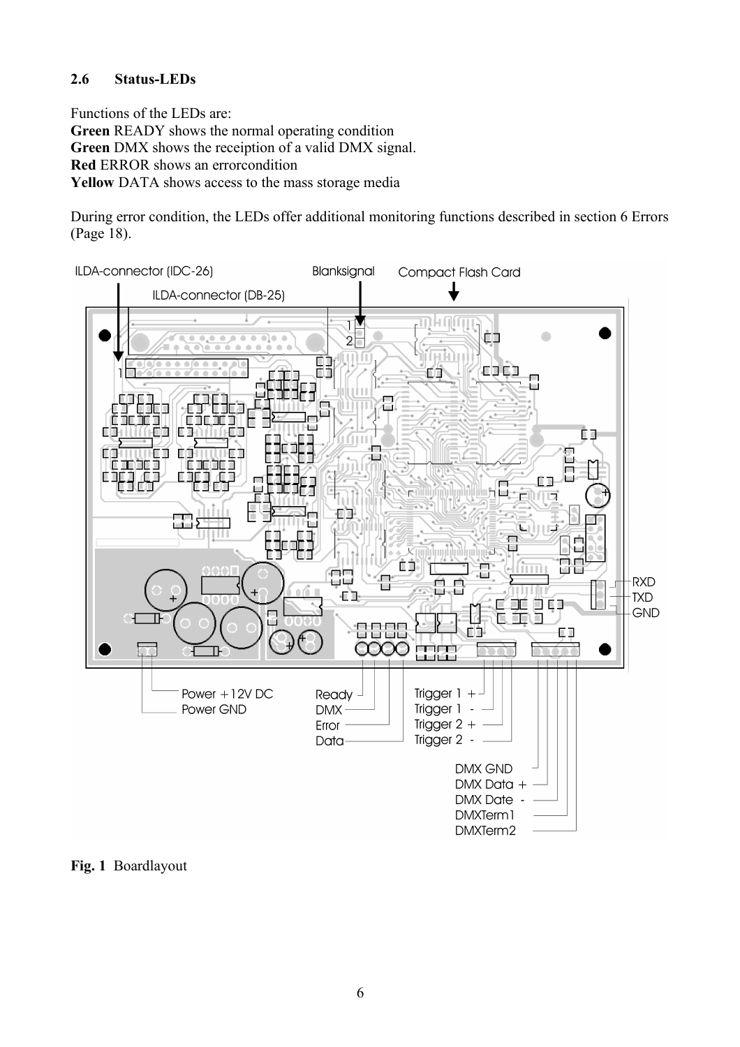## 2.6 Status-LEDs

Functions of the LEDs are:
**Green** READY shows the normal operating condition
**Green** DMX shows the receiption of a valid DMX signal.
**Red** ERROR shows an errorcondition
**Yellow** DATA shows access to the mass storage media

During error condition, the LEDs offer additional monitoring functions described in section 6 Errors (Page 18).

ILDA-connector (IDC-26)
ILDA-connector (DB-25)
Blanksignal
Compact Flash Card
RXD
TXD
GND
Power +12V DC
Power GND
Ready
DMX
Error
Data
Trigger 1 +
Trigger 1 -
Trigger 2 +
Trigger 2 -
DMX GND
DMX Data +
DMX Date -
DMXTerm1
DMXTerm2

**Fig. 1** Boardlayout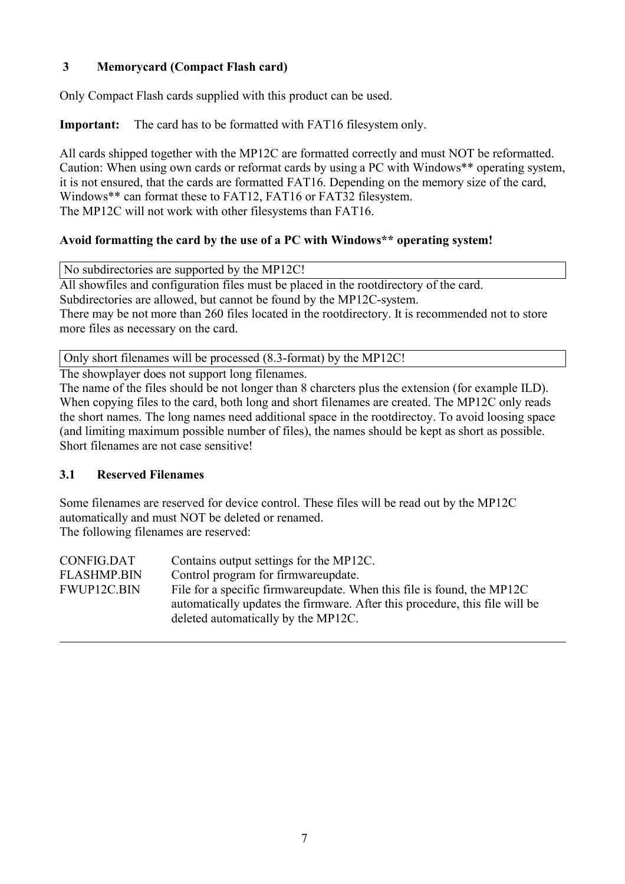## 3 Memorycard (Compact Flash card)

Only Compact Flash cards supplied with this product can be used.

**Important:** The card has to be formatted with FAT16 filesystem only.

All cards shipped together with the MP12C are formatted correctly and must NOT be reformatted.
Caution: When using own cards or reformat cards by using a PC with Windows** operating system, it is not ensured, that the cards are formatted FAT16. Depending on the memory size of the card, Windows** can format these to FAT12, FAT16 or FAT32 filesystem.
The MP12C will not work with other filesystems than FAT16.

**Avoid formatting the card by the use of a PC with Windows** operating system!**

No subdirectories are supported by the MP12C!

All showfiles and configuration files must be placed in the rootdirectory of the card.
Subdirectories are allowed, but cannot be found by the MP12C-system.
There may be not more than 260 files located in the rootdirectory. It is recommended not to store more files as necessary on the card.

Only short filenames will be processed (8.3-format) by the MP12C!

The showplayer does not support long filenames.
The name of the files should be not longer than 8 charcters plus the extension (for example ILD).
When copying files to the card, both long and short filenames are created. The MP12C only reads the short names. The long names need additional space in the rootdirectoy. To avoid loosing space (and limiting maximum possible number of files), the names should be kept as short as possible.
Short filenames are not case sensitive!

### 3.1 Reserved Filenames

Some filenames are reserved for device control. These files will be read out by the MP12C automatically and must NOT be deleted or renamed.
The following filenames are reserved:

| | |
|---|---|
| CONFIG.DAT | Contains output settings for the MP12C. |
| FLASHMP.BIN | Control program for firmwareupdate. |
| FWUP12C.BIN | File for a specific firmwareupdate. When this file is found, the MP12C automatically updates the firmware. After this procedure, this file will be deleted automatically by the MP12C. |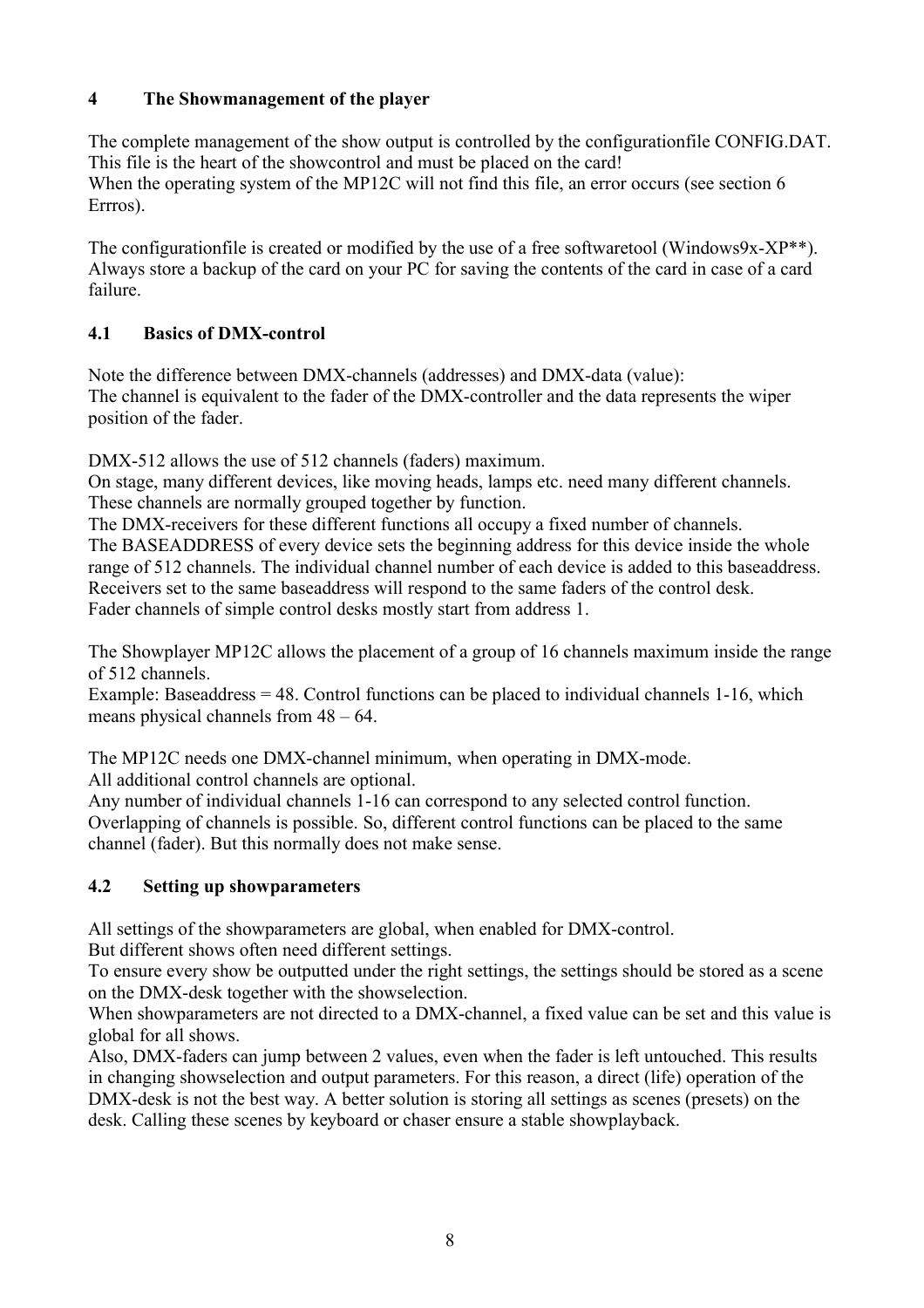## 4 The Showmanagement of the player

The complete management of the show output is controlled by the configurationfile CONFIG.DAT. This file is the heart of the showcontrol and must be placed on the card!
When the operating system of the MP12C will not find this file, an error occurs (see section 6 Errros).

The configurationfile is created or modified by the use of a free softwaretool (Windows9x-XP**). Always store a backup of the card on your PC for saving the contents of the card in case of a card failure.

### 4.1 Basics of DMX-control

Note the difference between DMX-channels (addresses) and DMX-data (value):
The channel is equivalent to the fader of the DMX-controller and the data represents the wiper position of the fader.

DMX-512 allows the use of 512 channels (faders) maximum.
On stage, many different devices, like moving heads, lamps etc. need many different channels. These channels are normally grouped together by function.
The DMX-receivers for these different functions all occupy a fixed number of channels.
The BASEADDRESS of every device sets the beginning address for this device inside the whole range of 512 channels. The individual channel number of each device is added to this baseaddress. Receivers set to the same baseaddress will respond to the same faders of the control desk.
Fader channels of simple control desks mostly start from address 1.

The Showplayer MP12C allows the placement of a group of 16 channels maximum inside the range of 512 channels.
Example: Baseaddress = 48. Control functions can be placed to individual channels 1-16, which means physical channels from 48 – 64.

The MP12C needs one DMX-channel minimum, when operating in DMX-mode.
All additional control channels are optional.
Any number of individual channels 1-16 can correspond to any selected control function. Overlapping of channels is possible. So, different control functions can be placed to the same channel (fader). But this normally does not make sense.

### 4.2 Setting up showparameters

All settings of the showparameters are global, when enabled for DMX-control.
But different shows often need different settings.
To ensure every show be outputted under the right settings, the settings should be stored as a scene on the DMX-desk together with the showselection.
When showparameters are not directed to a DMX-channel, a fixed value can be set and this value is global for all shows.
Also, DMX-faders can jump between 2 values, even when the fader is left untouched. This results in changing showselection and output parameters. For this reason, a direct (life) operation of the DMX-desk is not the best way. A better solution is storing all settings as scenes (presets) on the desk. Calling these scenes by keyboard or chaser ensure a stable showplayback.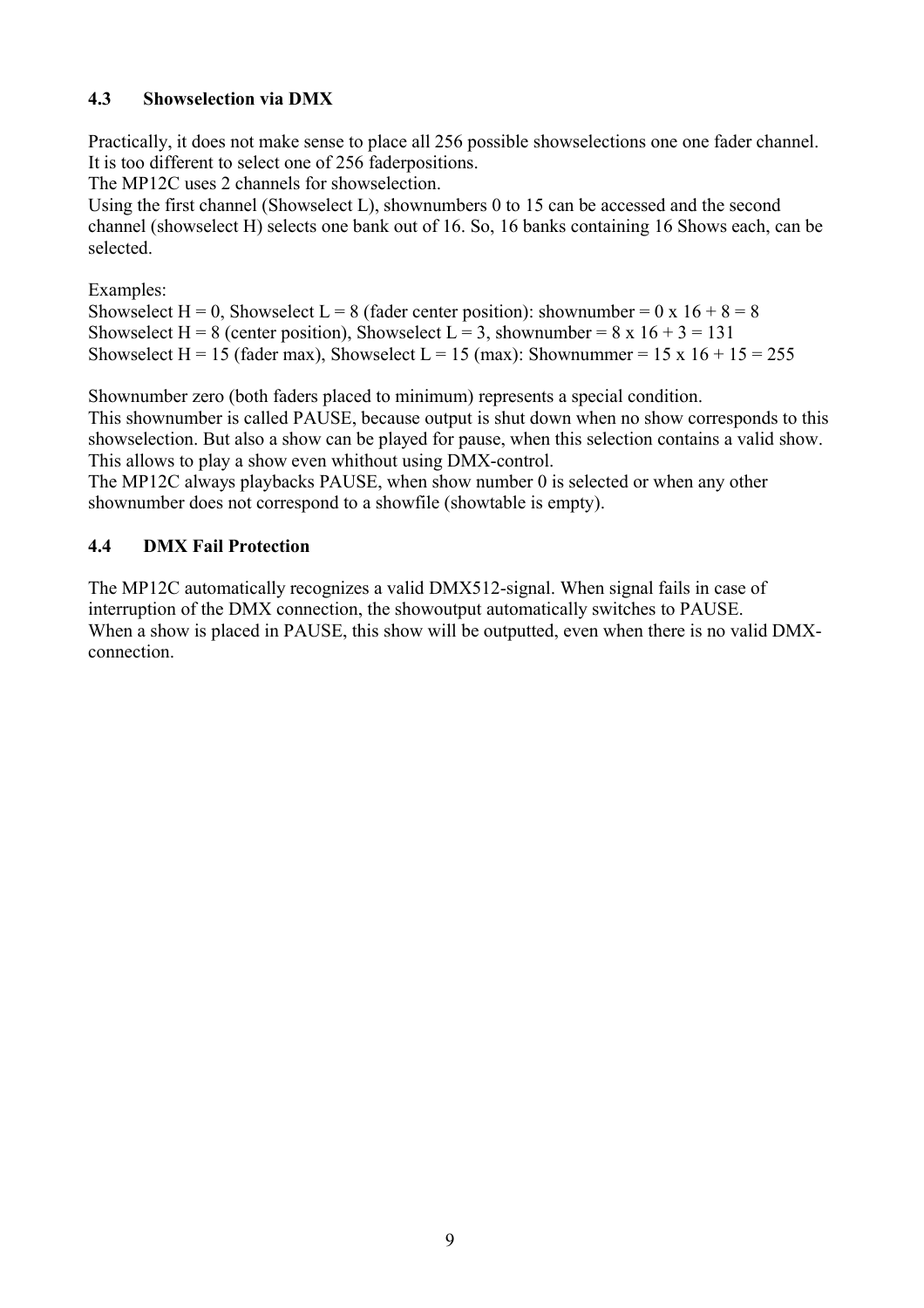### 4.3 Showselection via DMX

Practically, it does not make sense to place all 256 possible showselections one one fader channel. It is too different to select one of 256 faderpositions.
The MP12C uses 2 channels for showselection.
Using the first channel (Showselect L), shownumbers 0 to 15 can be accessed and the second channel (showselect H) selects one bank out of 16. So, 16 banks containing 16 Shows each, can be selected.

Examples:
Showselect H = 0, Showselect L = 8 (fader center position): shownumber = 0 x 16 + 8 = 8
Showselect H = 8 (center position), Showselect L = 3, shownumber = 8 x 16 + 3 = 131
Showselect H = 15 (fader max), Showselect L = 15 (max): Shownummer = 15 x 16 + 15 = 255

Shownumber zero (both faders placed to minimum) represents a special condition.
This shownumber is called PAUSE, because output is shut down when no show corresponds to this showselection. But also a show can be played for pause, when this selection contains a valid show. This allows to play a show even whithout using DMX-control.
The MP12C always playbacks PAUSE, when show number 0 is selected or when any other shownumber does not correspond to a showfile (showtable is empty).

### 4.4 DMX Fail Protection

The MP12C automatically recognizes a valid DMX512-signal. When signal fails in case of interruption of the DMX connection, the showoutput automatically switches to PAUSE.
When a show is placed in PAUSE, this show will be outputted, even when there is no valid DMX-connection.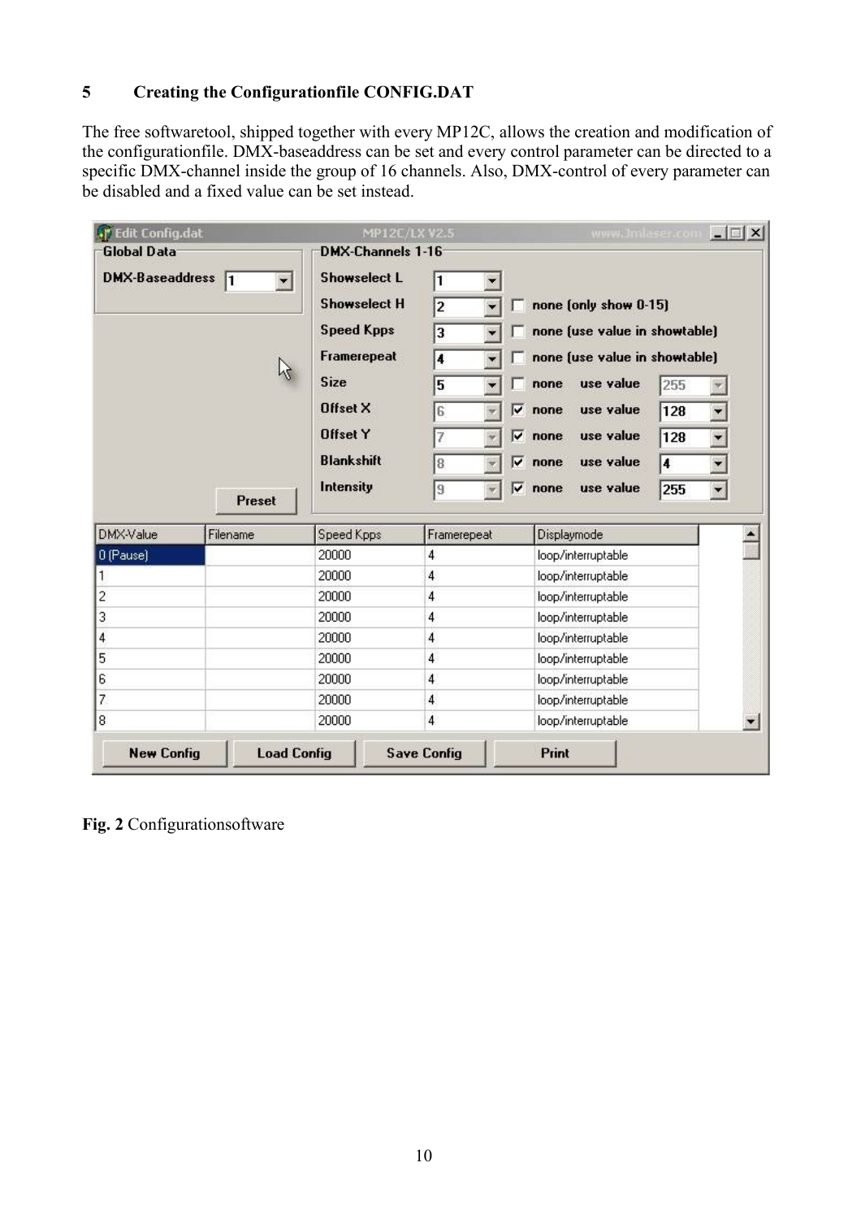# 5 Creating the Configurationfile CONFIG.DAT

The free softwaretool, shipped together with every MP12C, allows the creation and modification of the configurationfile. DMX-baseaddress can be set and every control parameter can be directed to a specific DMX-channel inside the group of 16 channels. Also, DMX-control of every parameter can be disabled and a fixed value can be set instead.

**Fig. 2** Configurationsoftware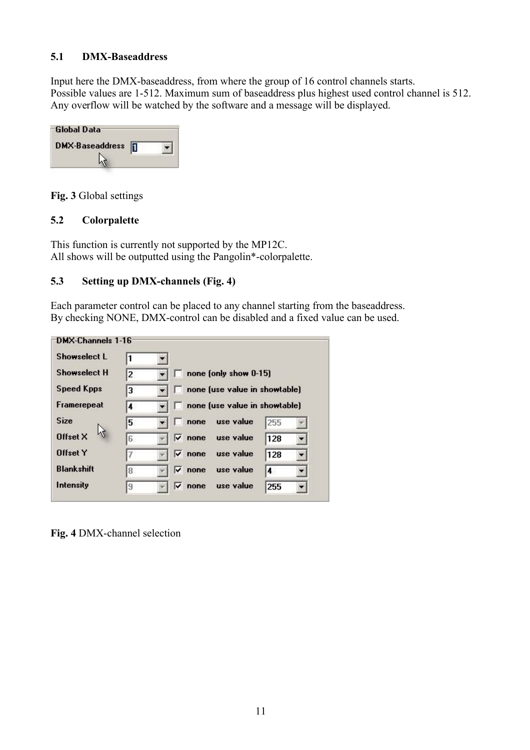### 5.1 DMX-Baseaddress

Input here the DMX-baseaddress, from where the group of 16 control channels starts.
Possible values are 1-512. Maximum sum of baseaddress plus highest used control channel is 512.
Any overflow will be watched by the software and a message will be displayed.

**Fig. 3** Global settings

### 5.2 Colorpalette

This function is currently not supported by the MP12C.
All shows will be outputted using the Pangolin*-colorpalette.

### 5.3 Setting up DMX-channels (Fig. 4)

Each parameter control can be placed to any channel starting from the baseaddress.
By checking NONE, DMX-control can be disabled and a fixed value can be used.

**Fig. 4** DMX-channel selection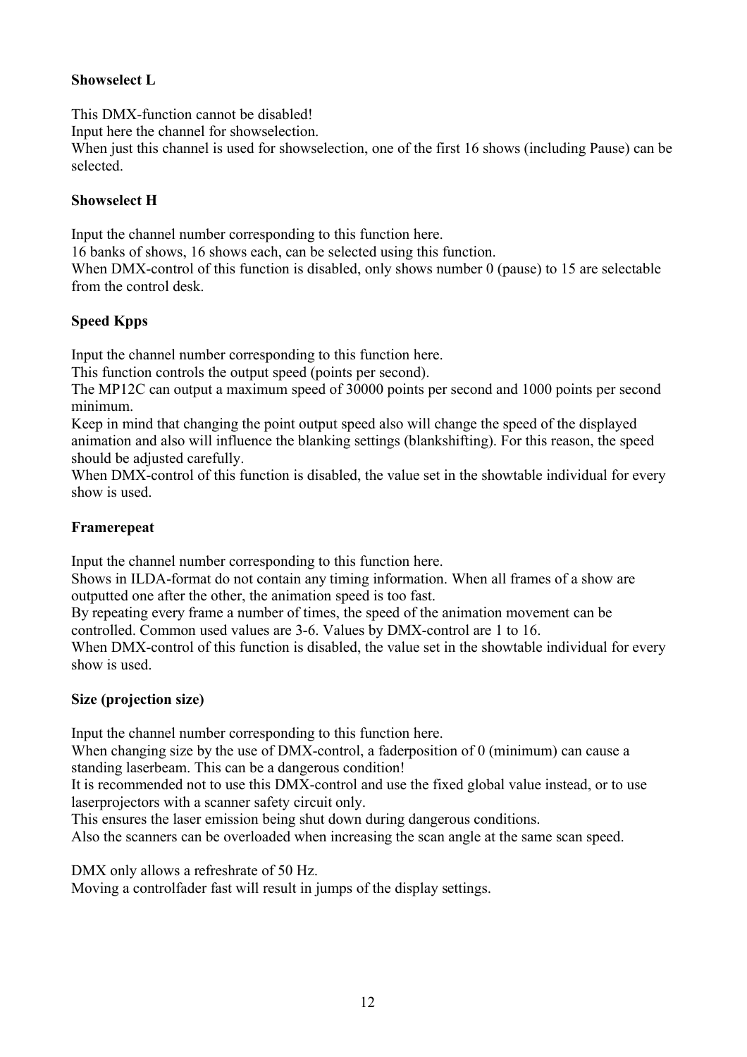**Showselect L**

This DMX-function cannot be disabled!
Input here the channel for showselection.
When just this channel is used for showselection, one of the first 16 shows (including Pause) can be selected.

**Showselect H**

Input the channel number corresponding to this function here.
16 banks of shows, 16 shows each, can be selected using this function.
When DMX-control of this function is disabled, only shows number 0 (pause) to 15 are selectable from the control desk.

**Speed Kpps**

Input the channel number corresponding to this function here.
This function controls the output speed (points per second).
The MP12C can output a maximum speed of 30000 points per second and 1000 points per second minimum.
Keep in mind that changing the point output speed also will change the speed of the displayed animation and also will influence the blanking settings (blankshifting). For this reason, the speed should be adjusted carefully.
When DMX-control of this function is disabled, the value set in the showtable individual for every show is used.

**Framerepeat**

Input the channel number corresponding to this function here.
Shows in ILDA-format do not contain any timing information. When all frames of a show are outputted one after the other, the animation speed is too fast.
By repeating every frame a number of times, the speed of the animation movement can be controlled. Common used values are 3-6. Values by DMX-control are 1 to 16.
When DMX-control of this function is disabled, the value set in the showtable individual for every show is used.

**Size (projection size)**

Input the channel number corresponding to this function here.
When changing size by the use of DMX-control, a faderposition of 0 (minimum) can cause a standing laserbeam. This can be a dangerous condition!
It is recommended not to use this DMX-control and use the fixed global value instead, or to use laserprojectors with a scanner safety circuit only.
This ensures the laser emission being shut down during dangerous conditions.
Also the scanners can be overloaded when increasing the scan angle at the same scan speed.

DMX only allows a refreshrate of 50 Hz.
Moving a controlfader fast will result in jumps of the display settings.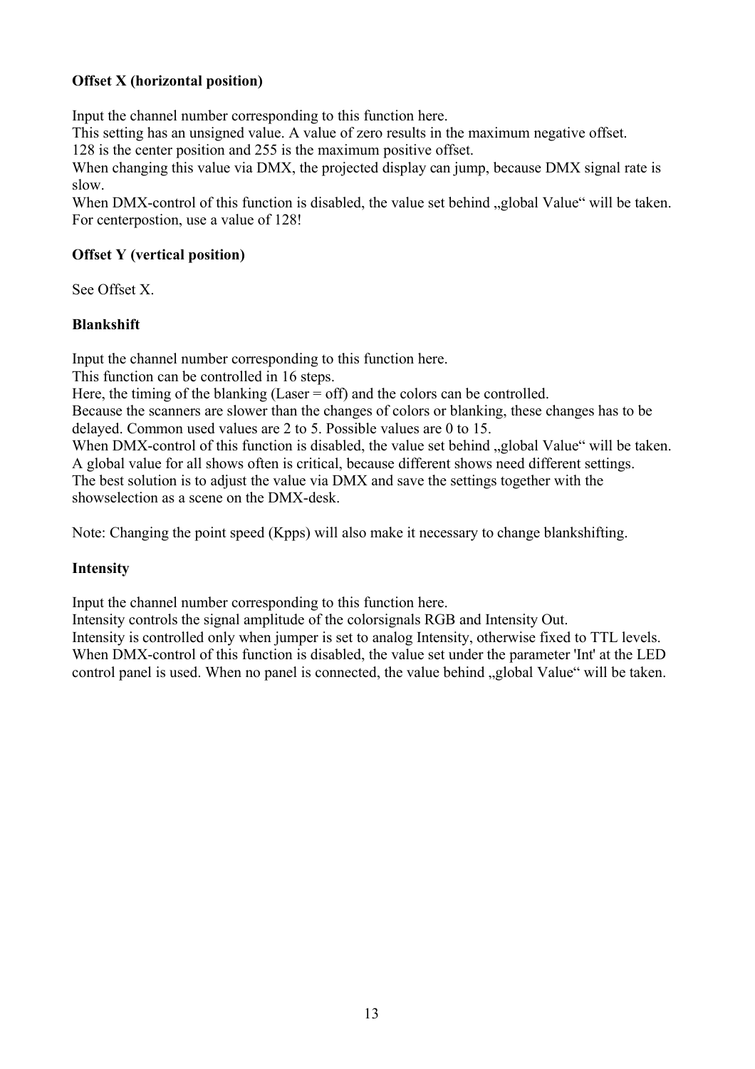**Offset X (horizontal position)**

Input the channel number corresponding to this function here.
This setting has an unsigned value. A value of zero results in the maximum negative offset.
128 is the center position and 255 is the maximum positive offset.
When changing this value via DMX, the projected display can jump, because DMX signal rate is slow.
When DMX-control of this function is disabled, the value set behind „global Value“ will be taken.
For centerpostion, use a value of 128!

**Offset Y (vertical position)**

See Offset X.

**Blankshift**

Input the channel number corresponding to this function here.
This function can be controlled in 16 steps.
Here, the timing of the blanking (Laser = off) and the colors can be controlled.
Because the scanners are slower than the changes of colors or blanking, these changes has to be delayed. Common used values are 2 to 5. Possible values are 0 to 15.
When DMX-control of this function is disabled, the value set behind „global Value“ will be taken.
A global value for all shows often is critical, because different shows need different settings.
The best solution is to adjust the value via DMX and save the settings together with the showselection as a scene on the DMX-desk.

Note: Changing the point speed (Kpps) will also make it necessary to change blankshifting.

**Intensity**

Input the channel number corresponding to this function here.
Intensity controls the signal amplitude of the colorsignals RGB and Intensity Out.
Intensity is controlled only when jumper is set to analog Intensity, otherwise fixed to TTL levels.
When DMX-control of this function is disabled, the value set under the parameter 'Int' at the LED control panel is used. When no panel is connected, the value behind „global Value“ will be taken.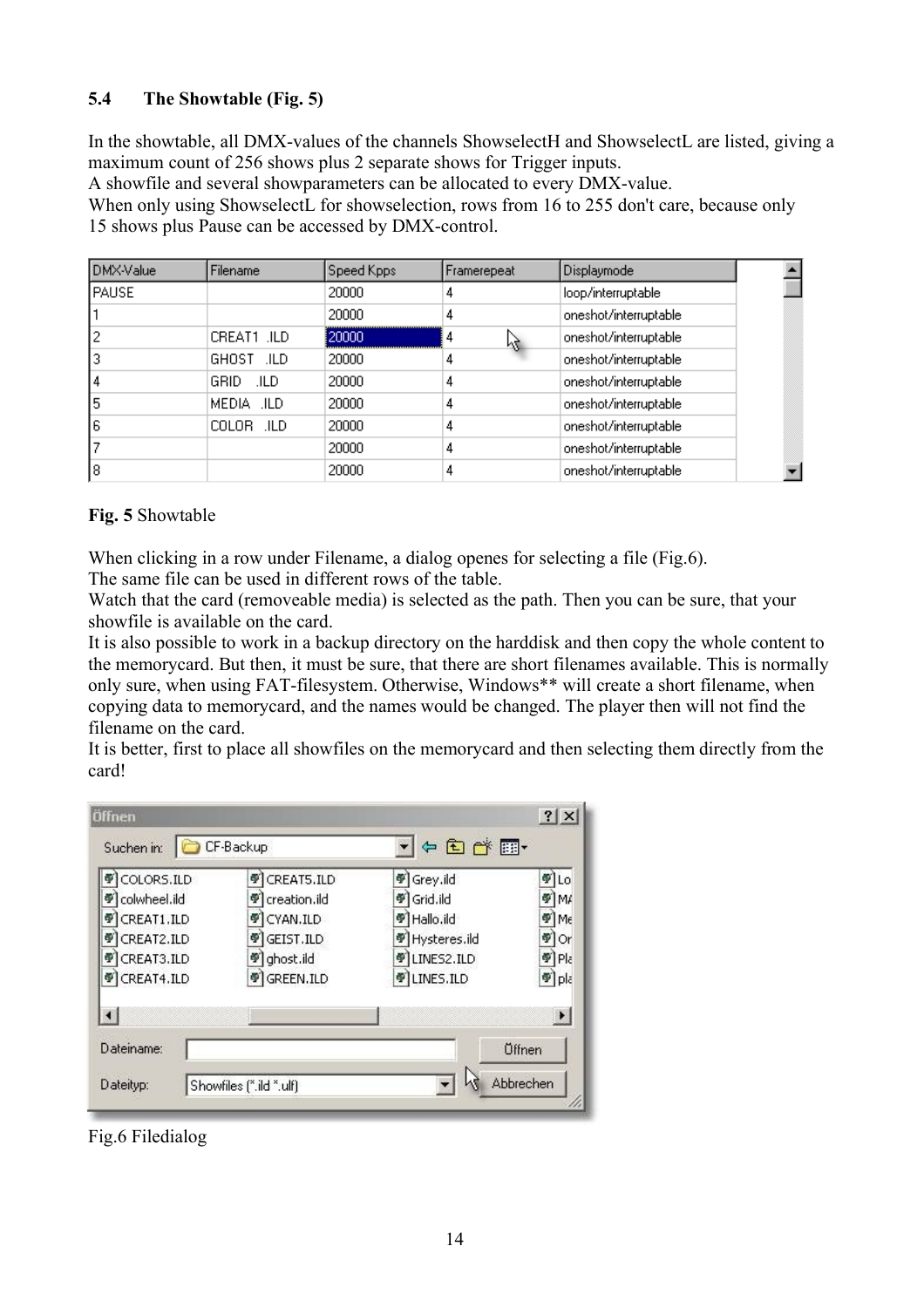### 5.4 The Showtable (Fig. 5)

In the showtable, all DMX-values of the channels ShowselectH and ShowselectL are listed, giving a maximum count of 256 shows plus 2 separate shows for Trigger inputs.
A showfile and several showparameters can be allocated to every DMX-value.
When only using ShowselectL for showselection, rows from 16 to 255 don't care, because only 15 shows plus Pause can be accessed by DMX-control.

| DMX-Value | Filename | Speed Kpps | Framerepeat | Displaymode |
|---|---|---|---|---|
| PAUSE | | 20000 | 4 | loop/interruptable |
| 1 | | 20000 | 4 | oneshot/interruptable |
| 2 | CREAT1 .ILD | 20000 | 4 | oneshot/interruptable |
| 3 | GHOST .ILD | 20000 | 4 | oneshot/interruptable |
| 4 | GRID .ILD | 20000 | 4 | oneshot/interruptable |
| 5 | MEDIA .ILD | 20000 | 4 | oneshot/interruptable |
| 6 | COLOR .ILD | 20000 | 4 | oneshot/interruptable |
| 7 | | 20000 | 4 | oneshot/interruptable |
| 8 | | 20000 | 4 | oneshot/interruptable |

**Fig. 5** Showtable

When clicking in a row under Filename, a dialog openes for selecting a file (Fig.6).
The same file can be used in different rows of the table.
Watch that the card (removeable media) is selected as the path. Then you can be sure, that your showfile is available on the card.
It is also possible to work in a backup directory on the harddisk and then copy the whole content to the memorycard. But then, it must be sure, that there are short filenames available. This is normally only sure, when using FAT-filesystem. Otherwise, Windows** will create a short filename, when copying data to memorycard, and the names would be changed. The player then will not find the filename on the card.
It is better, first to place all showfiles on the memorycard and then selecting them directly from the card!

Fig.6 Filedialog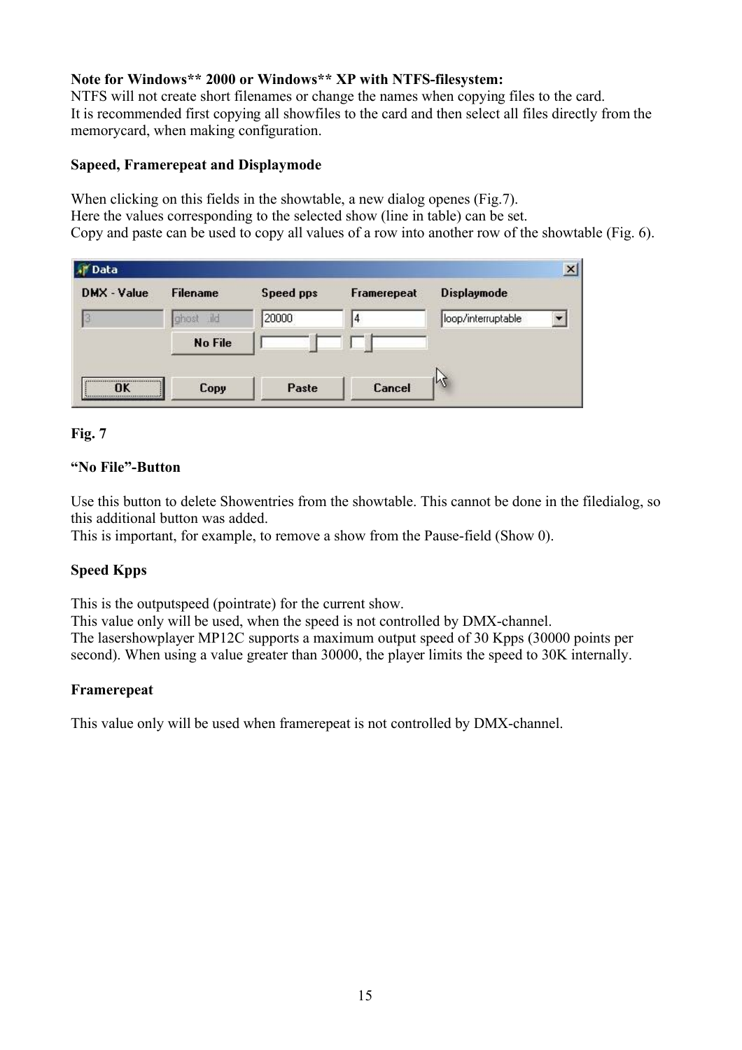**Note for Windows** 2000 or Windows** XP with NTFS-filesystem:**
NTFS will not create short filenames or change the names when copying files to the card.
It is recommended first copying all showfiles to the card and then select all files directly from the memorycard, when making configuration.

**Sapeed, Framerepeat and Displaymode**

When clicking on this fields in the showtable, a new dialog openes (Fig.7).
Here the values corresponding to the selected show (line in table) can be set.
Copy and paste can be used to copy all values of a row into another row of the showtable (Fig. 6).

**Fig. 7**

**“No File”-Button**

Use this button to delete Showentries from the showtable. This cannot be done in the filedialog, so this additional button was added.
This is important, for example, to remove a show from the Pause-field (Show 0).

**Speed Kpps**

This is the outputspeed (pointrate) for the current show.
This value only will be used, when the speed is not controlled by DMX-channel.
The lasershowplayer MP12C supports a maximum output speed of 30 Kpps (30000 points per second). When using a value greater than 30000, the player limits the speed to 30K internally.

**Framerepeat**

This value only will be used when framerepeat is not controlled by DMX-channel.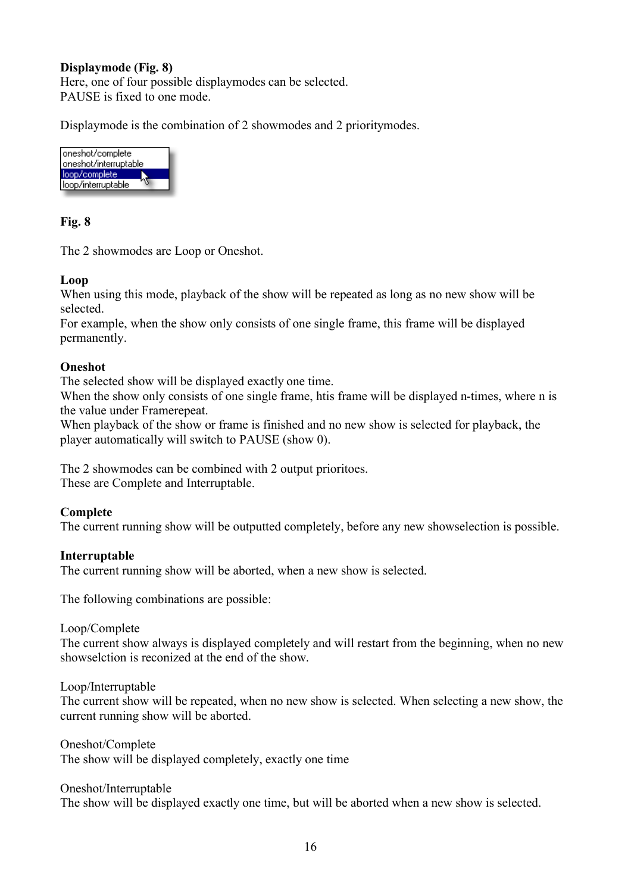**Displaymode (Fig. 8)**
Here, one of four possible displaymodes can be selected.
PAUSE is fixed to one mode.

Displaymode is the combination of 2 showmodes and 2 prioritymodes.

oneshot/complete
oneshot/interruptable
loop/complete
loop/interruptable

**Fig. 8**

The 2 showmodes are Loop or Oneshot.

**Loop**
When using this mode, playback of the show will be repeated as long as no new show will be selected.
For example, when the show only consists of one single frame, this frame will be displayed permanently.

**Oneshot**
The selected show will be displayed exactly one time.
When the show only consists of one single frame, htis frame will be displayed n-times, where n is the value under Framerepeat.
When playback of the show or frame is finished and no new show is selected for playback, the player automatically will switch to PAUSE (show 0).

The 2 showmodes can be combined with 2 output prioritoes.
These are Complete and Interruptable.

**Complete**
The current running show will be outputted completely, before any new showselection is possible.

**Interruptable**
The current running show will be aborted, when a new show is selected.

The following combinations are possible:

Loop/Complete
The current show always is displayed completely and will restart from the beginning, when no new showselction is reconized at the end of the show.

Loop/Interruptable
The current show will be repeated, when no new show is selected. When selecting a new show, the current running show will be aborted.

Oneshot/Complete
The show will be displayed completely, exactly one time

Oneshot/Interruptable
The show will be displayed exactly one time, but will be aborted when a new show is selected.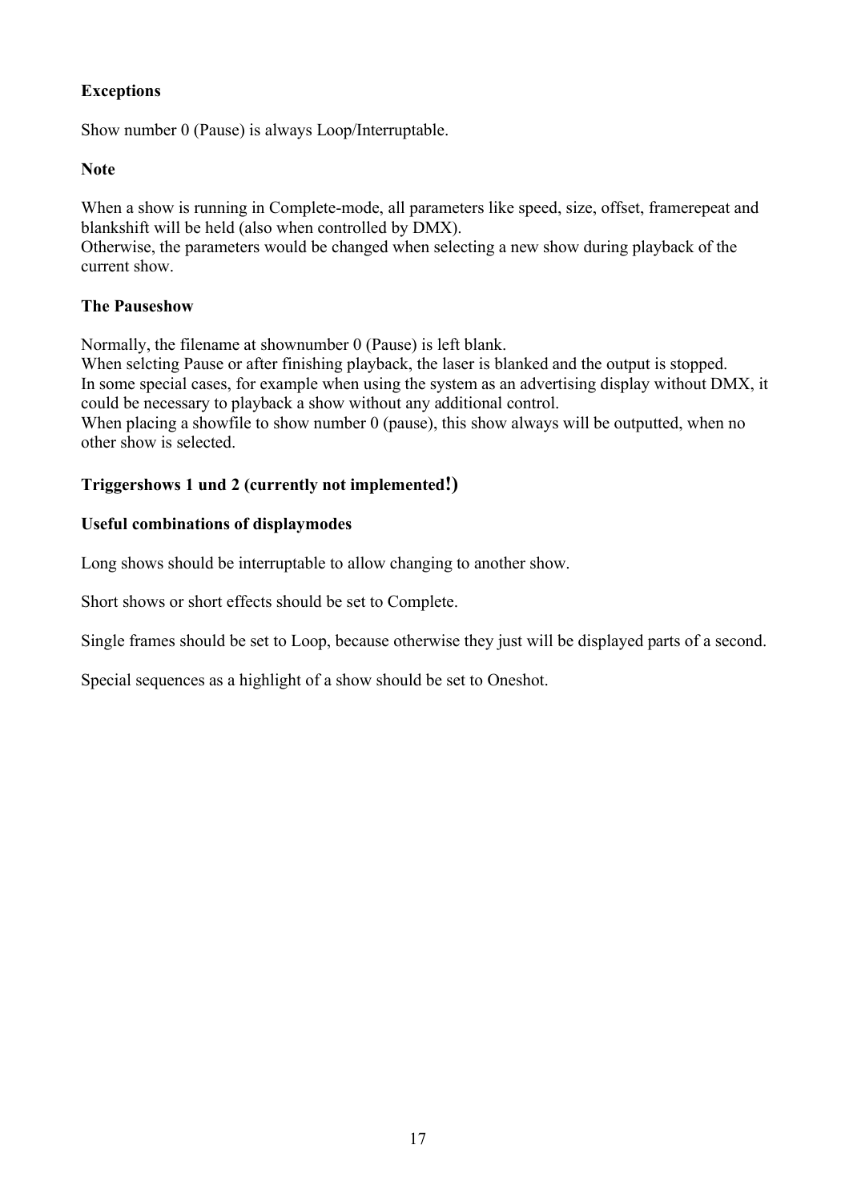**Exceptions**

Show number 0 (Pause) is always Loop/Interruptable.

**Note**

When a show is running in Complete-mode, all parameters like speed, size, offset, framerepeat and blankshift will be held (also when controlled by DMX).
Otherwise, the parameters would be changed when selecting a new show during playback of the current show.

**The Pauseshow**

Normally, the filename at shownumber 0 (Pause) is left blank.
When selcting Pause or after finishing playback, the laser is blanked and the output is stopped.
In some special cases, for example when using the system as an advertising display without DMX, it could be necessary to playback a show without any additional control.
When placing a showfile to show number 0 (pause), this show always will be outputted, when no other show is selected.

**Triggershows 1 und 2 (currently not implemented!)**

**Useful combinations of displaymodes**

Long shows should be interruptable to allow changing to another show.

Short shows or short effects should be set to Complete.

Single frames should be set to Loop, because otherwise they just will be displayed parts of a second.

Special sequences as a highlight of a show should be set to Oneshot.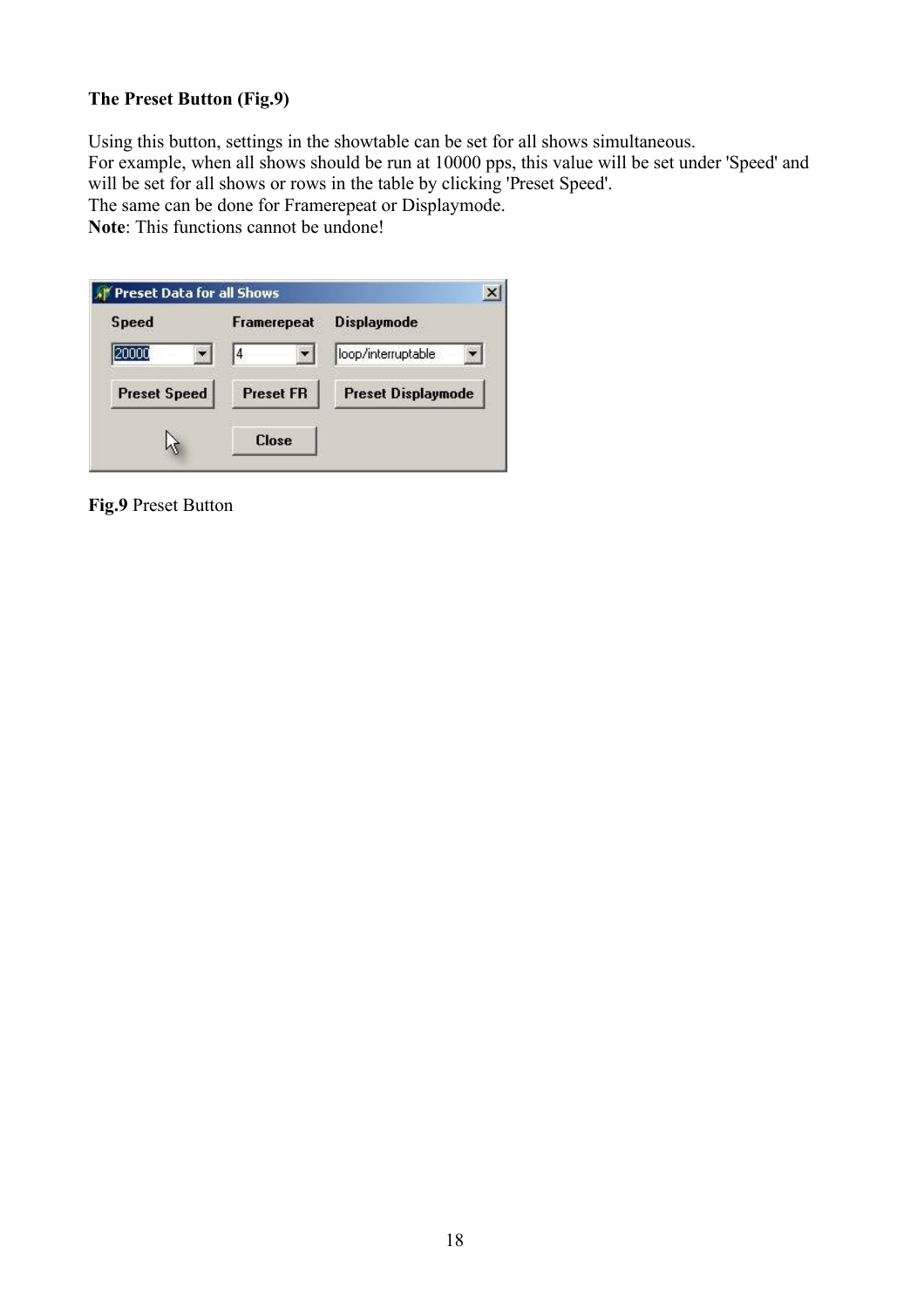**The Preset Button (Fig.9)**

Using this button, settings in the showtable can be set for all shows simultaneous.
For example, when all shows should be run at 10000 pps, this value will be set under 'Speed' and will be set for all shows or rows in the table by clicking 'Preset Speed'.
The same can be done for Framerepeat or Displaymode.
**Note**: This functions cannot be undone!

**Fig.9** Preset Button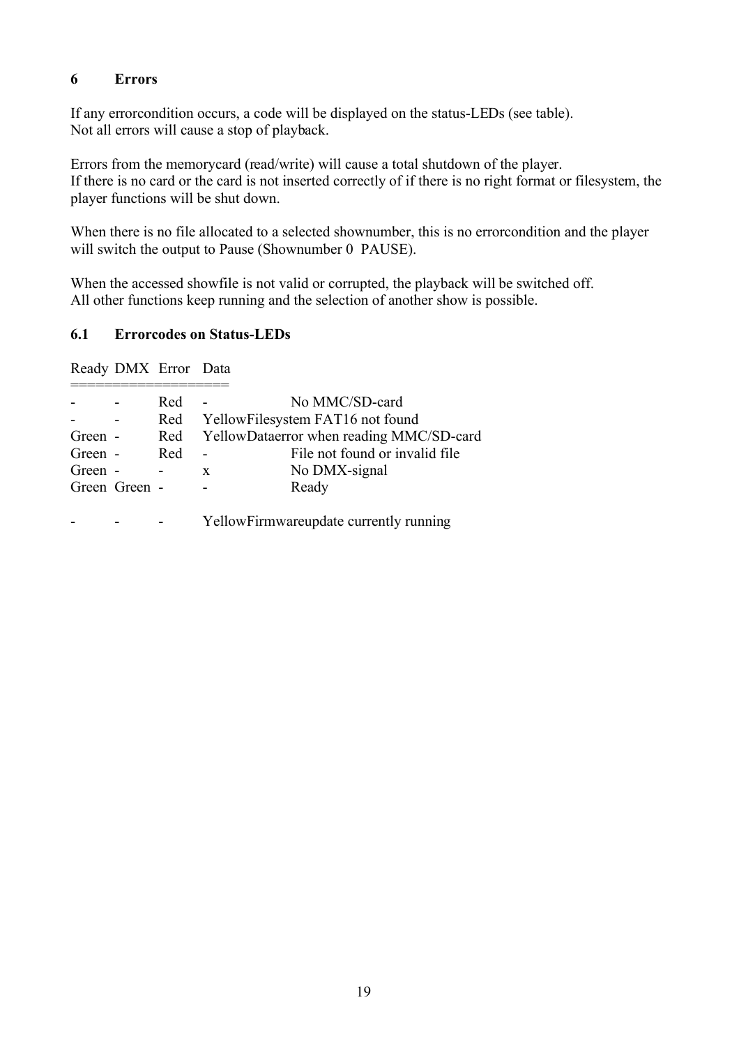## 6 Errors

If any errorcondition occurs, a code will be displayed on the status-LEDs (see table).
Not all errors will cause a stop of playback.

Errors from the memorycard (read/write) will cause a total shutdown of the player.
If there is no card or the card is not inserted correctly of if there is no right format or filesystem, the player functions will be shut down.

When there is no file allocated to a selected shownumber, this is no errorcondition and the player will switch the output to Pause (Shownumber 0  PAUSE).

When the accessed showfile is not valid or corrupted, the playback will be switched off.
All other functions keep running and the selection of another show is possible.

### 6.1 Errorcodes on Status-LEDs

| Ready | DMX | Error | Data | |
|---|---|---|---|---|
| - | - | Red | - | No MMC/SD-card |
| - | - | Red | Yellow | Filesystem FAT16 not found |
| Green | - | Red | Yellow | Dataerror when reading MMC/SD-card |
| Green | - | Red | - | File not found or invalid file |
| Green | - | - | x | No DMX-signal |
| Green | Green | - | - | Ready |
| | | | | |
| - | - | - | Yellow | Firmwareupdate currently running |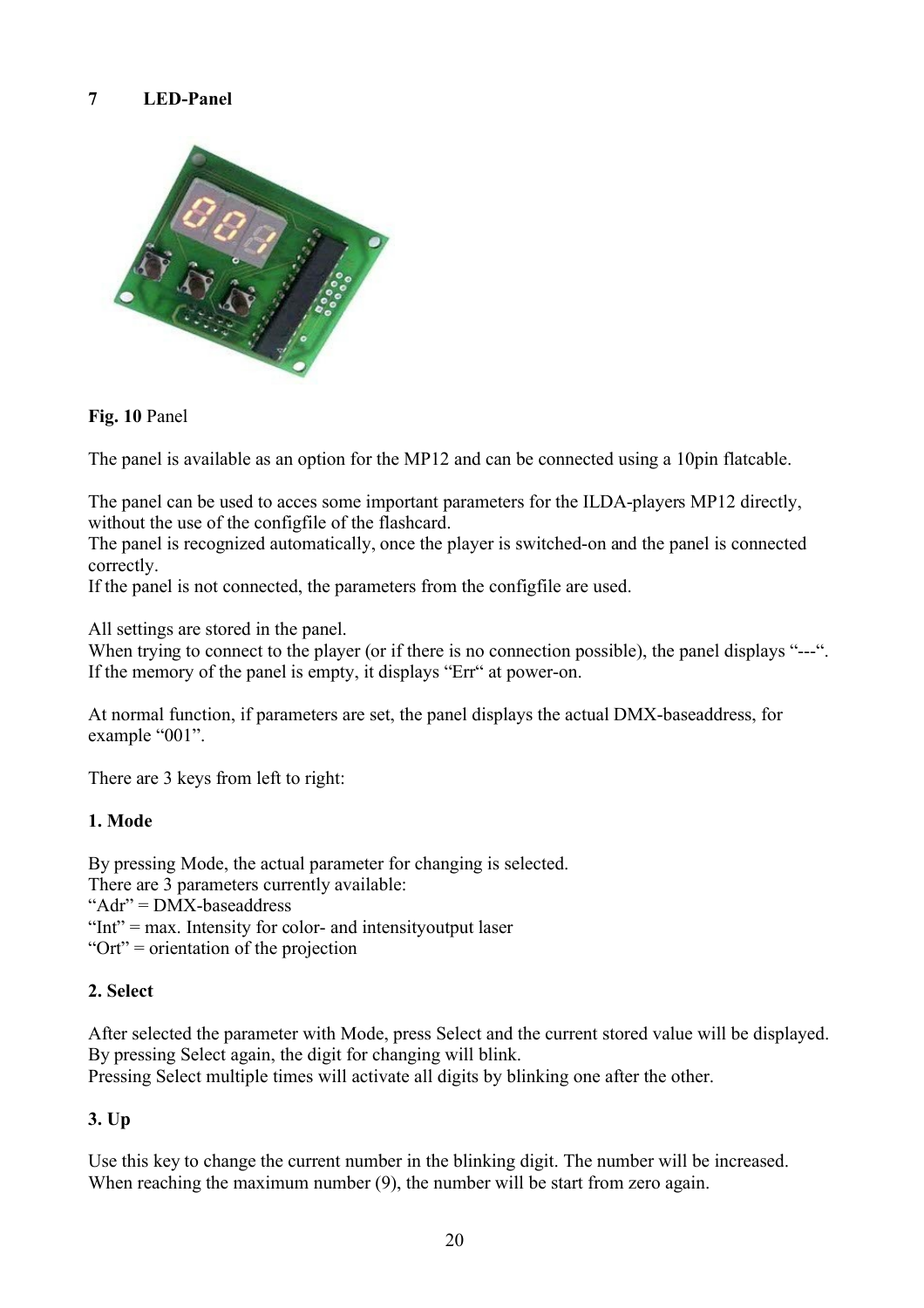## 7 LED-Panel

**Fig. 10** Panel

The panel is available as an option for the MP12 and can be connected using a 10pin flatcable.

The panel can be used to acces some important parameters for the ILDA-players MP12 directly, without the use of the configfile of the flashcard.
The panel is recognized automatically, once the player is switched-on and the panel is connected correctly.
If the panel is not connected, the parameters from the configfile are used.

All settings are stored in the panel.
When trying to connect to the player (or if there is no connection possible), the panel displays "---".
If the memory of the panel is empty, it displays "Err" at power-on.

At normal function, if parameters are set, the panel displays the actual DMX-baseaddress, for example "001".

There are 3 keys from left to right:

### 1. Mode

By pressing Mode, the actual parameter for changing is selected.
There are 3 parameters currently available:
"Adr" = DMX-baseaddress
"Int" = max. Intensity for color- and intensityoutput laser
"Ort" = orientation of the projection

### 2. Select

After selected the parameter with Mode, press Select and the current stored value will be displayed.
By pressing Select again, the digit for changing will blink.
Pressing Select multiple times will activate all digits by blinking one after the other.

### 3. Up

Use this key to change the current number in the blinking digit. The number will be increased.
When reaching the maximum number (9), the number will be start from zero again.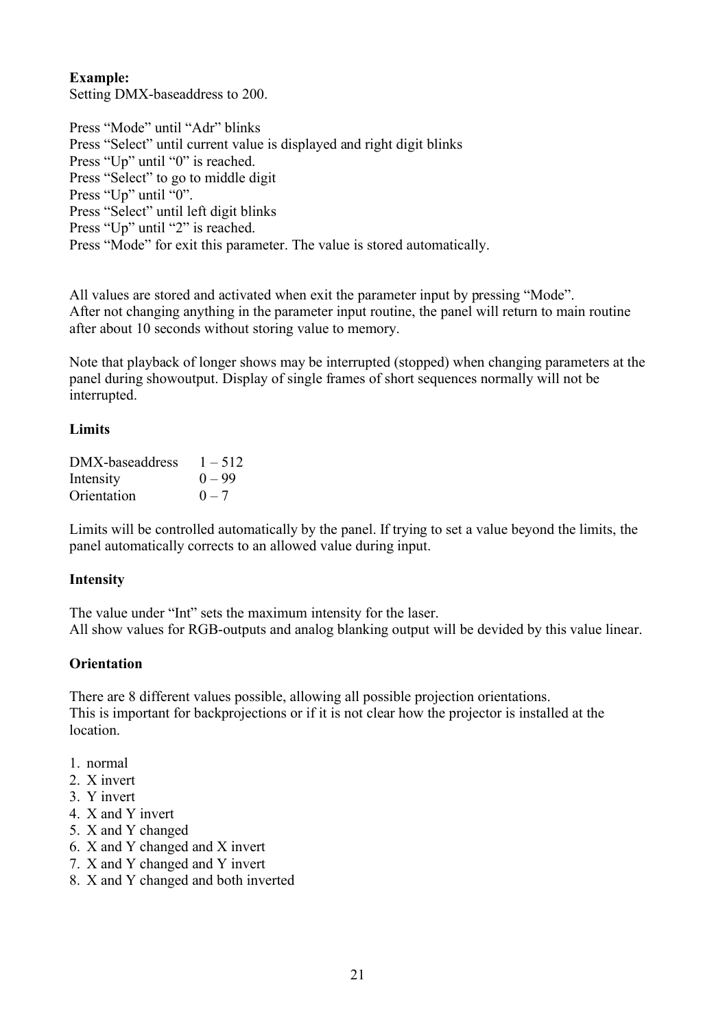**Example:**
Setting DMX-baseaddress to 200.

Press “Mode” until “Adr” blinks
Press “Select” until current value is displayed and right digit blinks
Press “Up” until “0” is reached.
Press “Select” to go to middle digit
Press “Up” until “0”.
Press “Select” until left digit blinks
Press “Up” until “2” is reached.
Press “Mode” for exit this parameter. The value is stored automatically.

All values are stored and activated when exit the parameter input by pressing “Mode”.
After not changing anything in the parameter input routine, the panel will return to main routine after about 10 seconds without storing value to memory.

Note that playback of longer shows may be interrupted (stopped) when changing parameters at the panel during showoutput. Display of single frames of short sequences normally will not be interrupted.

### Limits

| | |
|---|---|
| DMX-baseaddress | 1 – 512 |
| Intensity | 0 – 99 |
| Orientation | 0 – 7 |

Limits will be controlled automatically by the panel. If trying to set a value beyond the limits, the panel automatically corrects to an allowed value during input.

### Intensity

The value under “Int” sets the maximum intensity for the laser.
All show values for RGB-outputs and analog blanking output will be devided by this value linear.

### Orientation

There are 8 different values possible, allowing all possible projection orientations.
This is important for backprojections or if it is not clear how the projector is installed at the location.

1. normal
2. X invert
3. Y invert
4. X and Y invert
5. X and Y changed
6. X and Y changed and X invert
7. X and Y changed and Y invert
8. X and Y changed and both inverted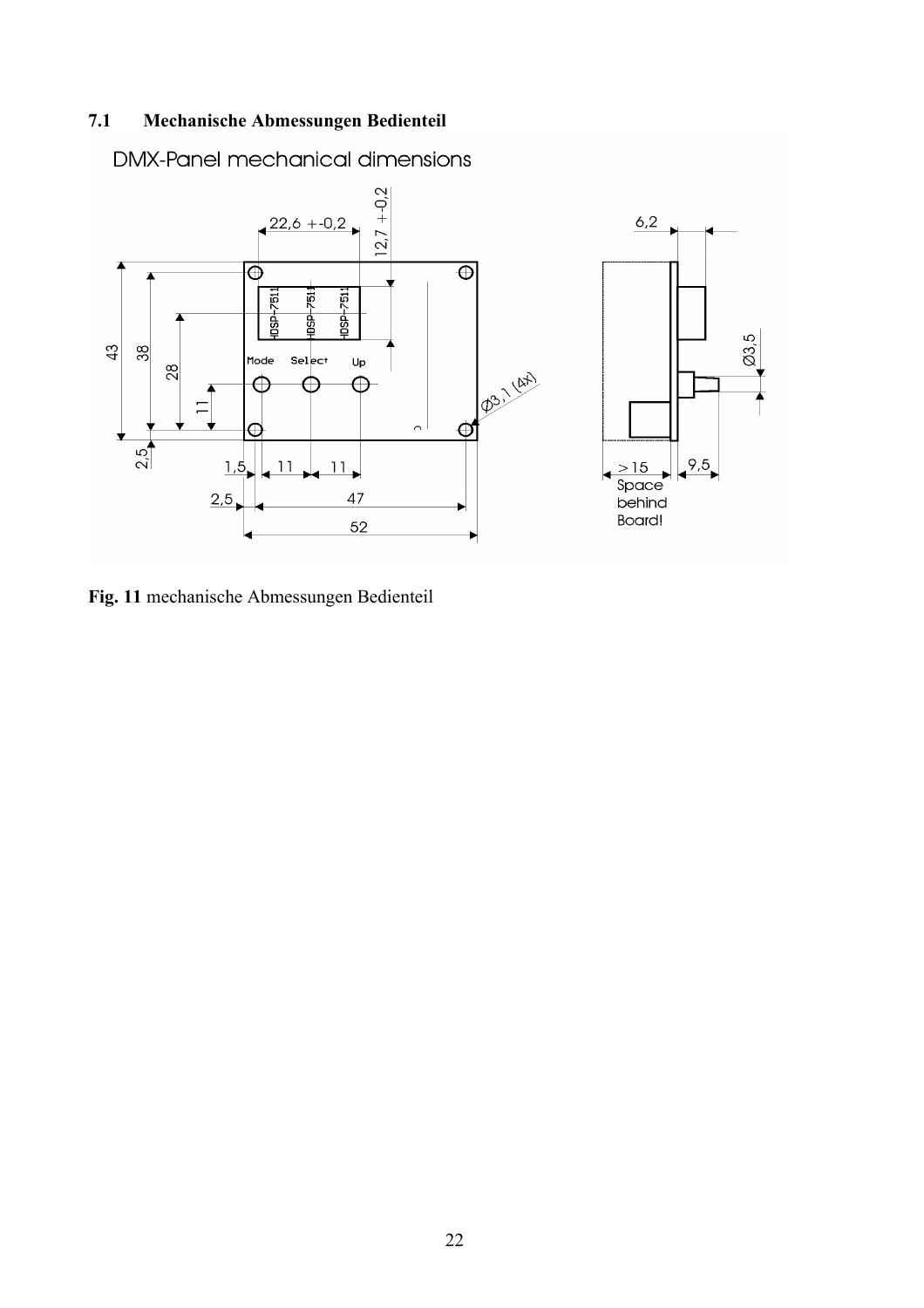## 7.1 Mechanische Abmessungen Bedienteil

**Fig. 11** mechanische Abmessungen Bedienteil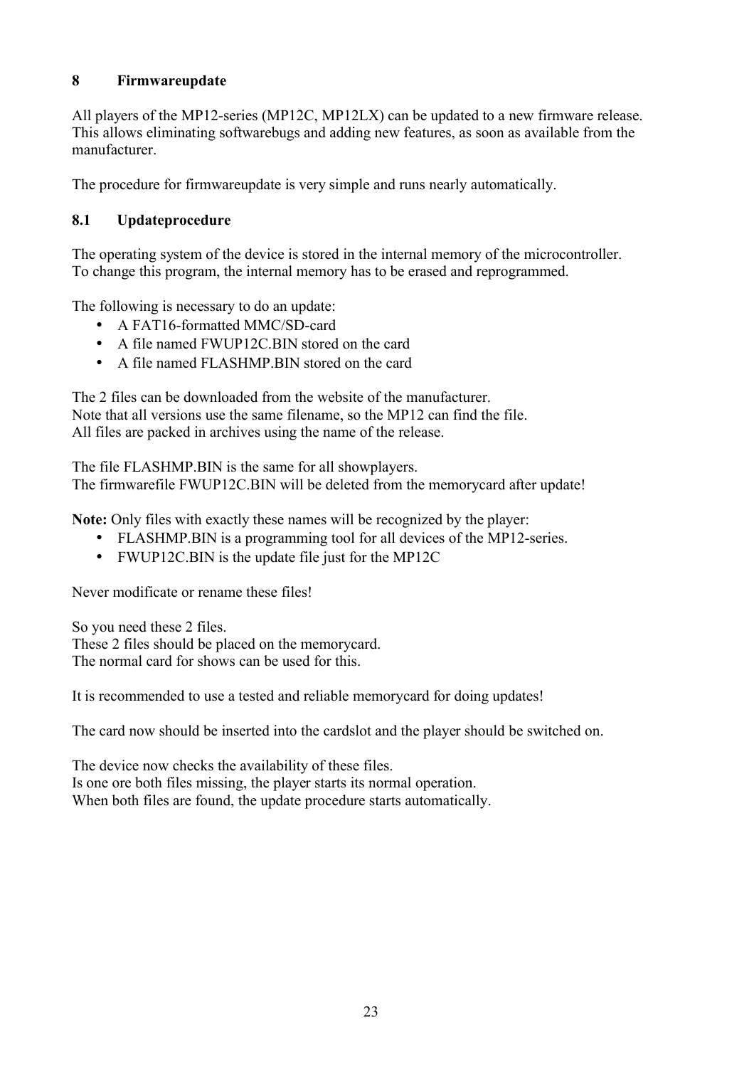# 8 Firmwareupdate

All players of the MP12-series (MP12C, MP12LX) can be updated to a new firmware release. This allows eliminating softwarebugs and adding new features, as soon as available from the manufacturer.

The procedure for firmwareupdate is very simple and runs nearly automatically.

## 8.1 Updateprocedure

The operating system of the device is stored in the internal memory of the microcontroller. To change this program, the internal memory has to be erased and reprogrammed.

The following is necessary to do an update:

- A FAT16-formatted MMC/SD-card
- A file named FWUP12C.BIN stored on the card
- A file named FLASHMP.BIN stored on the card

The 2 files can be downloaded from the website of the manufacturer.
Note that all versions use the same filename, so the MP12 can find the file.
All files are packed in archives using the name of the release.

The file FLASHMP.BIN is the same for all showplayers.
The firmwarefile FWUP12C.BIN will be deleted from the memorycard after update!

**Note:** Only files with exactly these names will be recognized by the player:

- FLASHMP.BIN is a programming tool for all devices of the MP12-series.
- FWUP12C.BIN is the update file just for the MP12C

Never modificate or rename these files!

So you need these 2 files.
These 2 files should be placed on the memorycard.
The normal card for shows can be used for this.

It is recommended to use a tested and reliable memorycard for doing updates!

The card now should be inserted into the cardslot and the player should be switched on.

The device now checks the availability of these files.
Is one ore both files missing, the player starts its normal operation.
When both files are found, the update procedure starts automatically.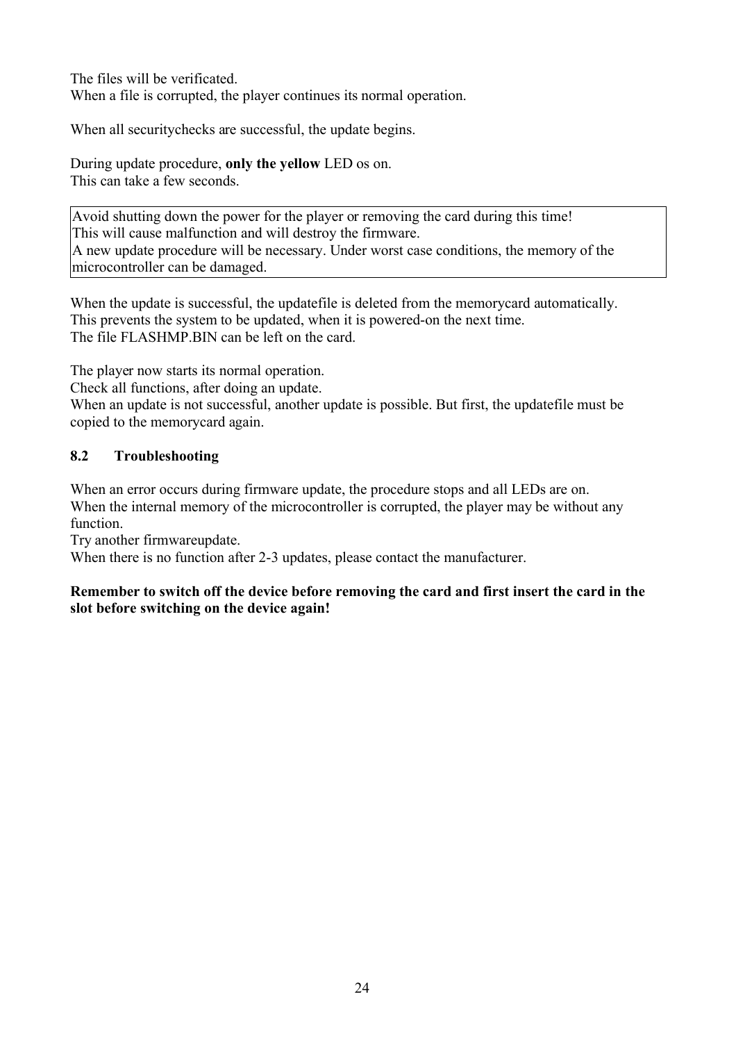The files will be verificated.
When a file is corrupted, the player continues its normal operation.

When all securitychecks are successful, the update begins.

During update procedure, **only the yellow** LED os on.
This can take a few seconds.

| Avoid shutting down the power for the player or removing the card during this time!<br>This will cause malfunction and will destroy the firmware.<br>A new update procedure will be necessary. Under worst case conditions, the memory of the microcontroller can be damaged. |
| --- |

When the update is successful, the updatefile is deleted from the memorycard automatically.
This prevents the system to be updated, when it is powered-on the next time.
The file FLASHMP.BIN can be left on the card.

The player now starts its normal operation.
Check all functions, after doing an update.
When an update is not successful, another update is possible. But first, the updatefile must be copied to the memorycard again.

### 8.2 Troubleshooting

When an error occurs during firmware update, the procedure stops and all LEDs are on.
When the internal memory of the microcontroller is corrupted, the player may be without any function.
Try another firmwareupdate.
When there is no function after 2-3 updates, please contact the manufacturer.

**Remember to switch off the device before removing the card and first insert the card in the slot before switching on the device again!**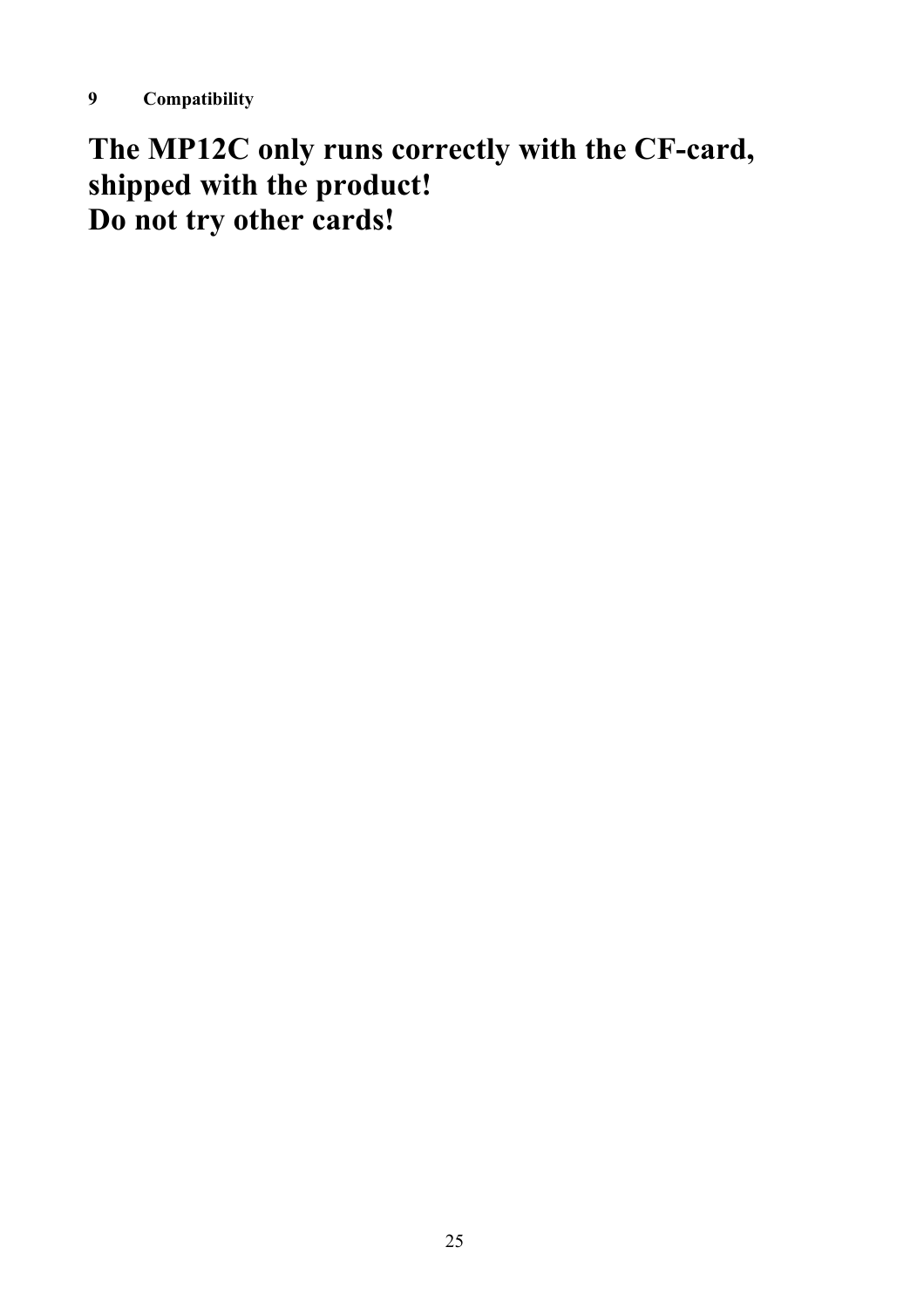## 9 Compatibility

**The MP12C only runs correctly with the CF-card, shipped with the product!**
**Do not try other cards!**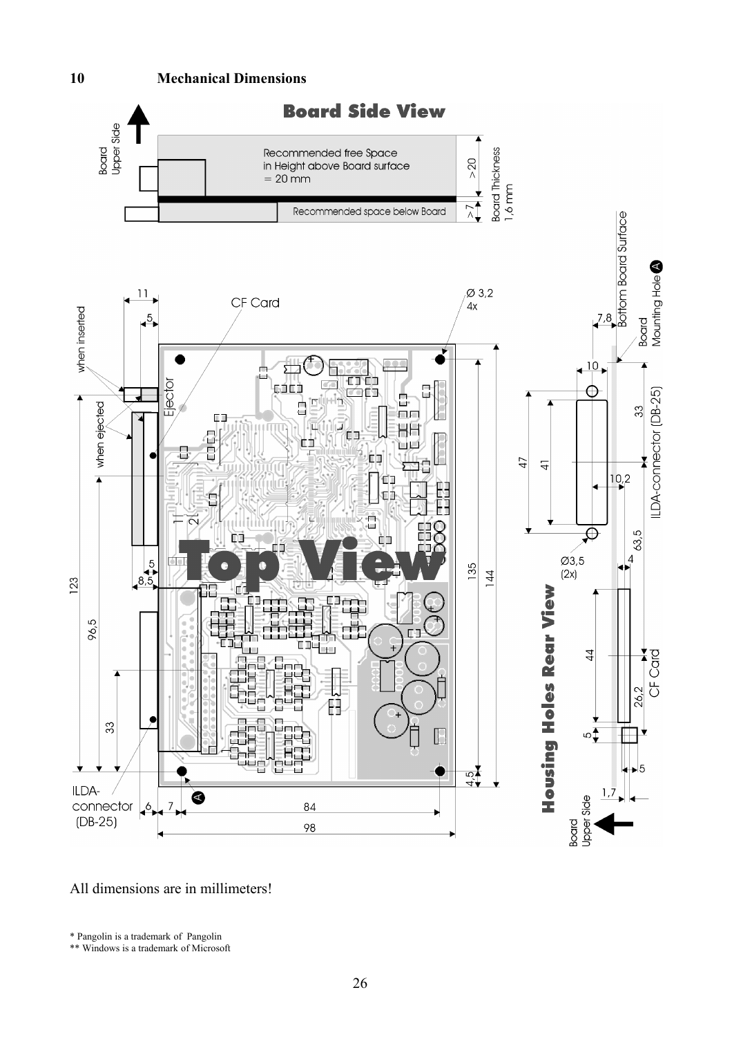## 10 Mechanical Dimensions

Board Side View

Board Upper Side

Recommended free Space in Height above Board surface = 20 mm

>20

Board Thickness 1,6 mm

Recommended space below Board

>7

Top View

CF Card

Ø 3,2 4x

11

5

when inserted

when ejected

Ejector

123

96,5

33

5

8,5

135

144

4,5

ILDA-connector (DB-25)

6

7

84

98

Housing Holes Rear View

Bottom Board Surface

Board Mounting Hole A

7,8

10

47

41

33

ILDA-connector (DB-25)

10,2

Ø3,5 (2x)

63,5

4

44

26,2

CF Card

5

5

1,7

Board Upper Side

All dimensions are in millimeters!

* Pangolin is a trademark of Pangolin

** Windows is a trademark of Microsoft